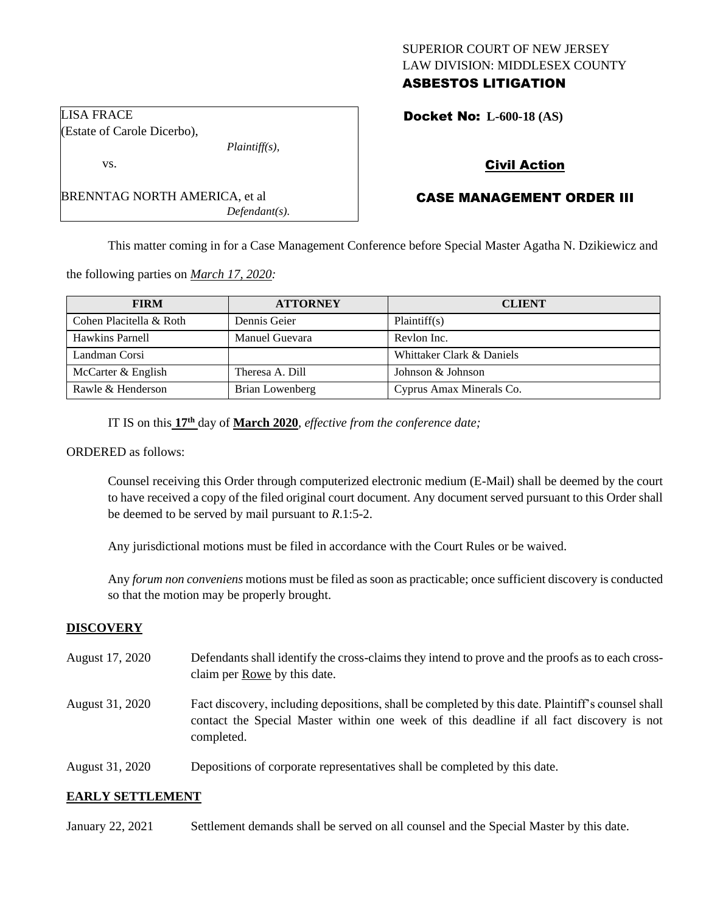SUPERIOR COURT OF NEW JERSEY
LAW DIVISION: MIDDLESEX COUNTY
**ASBESTOS LITIGATION**

LISA FRACE
(Estate of Carole Dicerbo),
*Plaintiff(s),*

vs.

BRENNTAG NORTH AMERICA, et al
*Defendant(s).*

**Docket No: L-600-18 (AS)**

**Civil Action**

**CASE MANAGEMENT ORDER III**

This matter coming in for a Case Management Conference before Special Master Agatha N. Dzikiewicz and the following parties on *March 17, 2020:*

| FIRM | ATTORNEY | CLIENT |
|---|---|---|
| Cohen Placitella & Roth | Dennis Geier | Plaintiff(s) |
| Hawkins Parnell | Manuel Guevara | Revlon Inc. |
| Landman Corsi | | Whittaker Clark & Daniels |
| McCarter & English | Theresa A. Dill | Johnson & Johnson |
| Rawle & Henderson | Brian Lowenberg | Cyprus Amax Minerals Co. |

IT IS on this **17th** day of **March 2020**, *effective from the conference date;*

ORDERED as follows:

Counsel receiving this Order through computerized electronic medium (E-Mail) shall be deemed by the court to have received a copy of the filed original court document. Any document served pursuant to this Order shall be deemed to be served by mail pursuant to *R*.1:5-2.

Any jurisdictional motions must be filed in accordance with the Court Rules or be waived.

Any *forum non conveniens* motions must be filed as soon as practicable; once sufficient discovery is conducted so that the motion may be properly brought.

## DISCOVERY

August 17, 2020 — Defendants shall identify the cross-claims they intend to prove and the proofs as to each cross-claim per Rowe by this date.

August 31, 2020 — Fact discovery, including depositions, shall be completed by this date. Plaintiff's counsel shall contact the Special Master within one week of this deadline if all fact discovery is not completed.

August 31, 2020 — Depositions of corporate representatives shall be completed by this date.

## EARLY SETTLEMENT

January 22, 2021 — Settlement demands shall be served on all counsel and the Special Master by this date.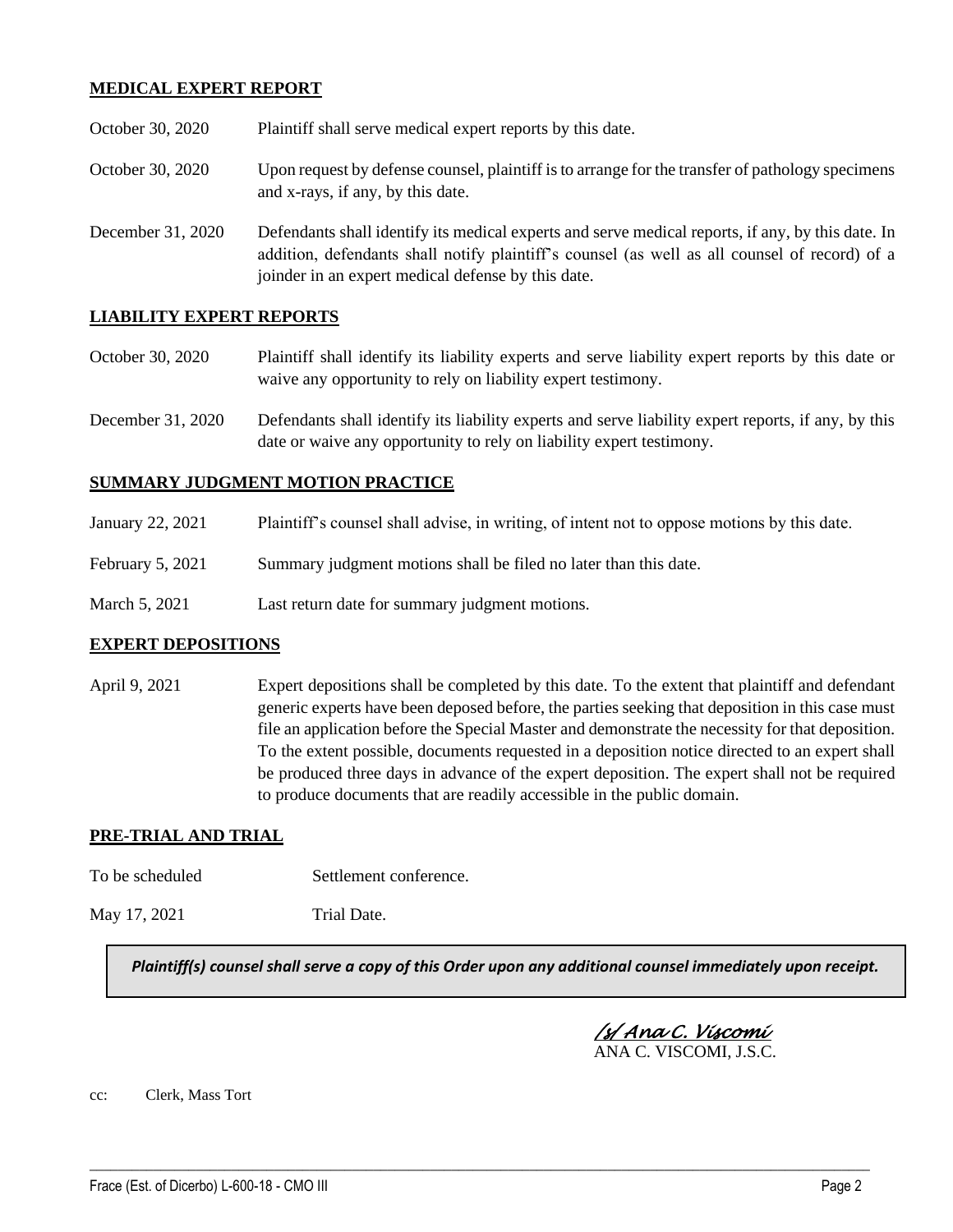**MEDICAL EXPERT REPORT**

| | |
|---|---|
| October 30, 2020 | Plaintiff shall serve medical expert reports by this date. |
| October 30, 2020 | Upon request by defense counsel, plaintiff is to arrange for the transfer of pathology specimens and x-rays, if any, by this date. |
| December 31, 2020 | Defendants shall identify its medical experts and serve medical reports, if any, by this date. In addition, defendants shall notify plaintiff's counsel (as well as all counsel of record) of a joinder in an expert medical defense by this date. |

**LIABILITY EXPERT REPORTS**

| | |
|---|---|
| October 30, 2020 | Plaintiff shall identify its liability experts and serve liability expert reports by this date or waive any opportunity to rely on liability expert testimony. |
| December 31, 2020 | Defendants shall identify its liability experts and serve liability expert reports, if any, by this date or waive any opportunity to rely on liability expert testimony. |

**SUMMARY JUDGMENT MOTION PRACTICE**

| | |
|---|---|
| January 22, 2021 | Plaintiff's counsel shall advise, in writing, of intent not to oppose motions by this date. |
| February 5, 2021 | Summary judgment motions shall be filed no later than this date. |
| March 5, 2021 | Last return date for summary judgment motions. |

**EXPERT DEPOSITIONS**

| | |
|---|---|
| April 9, 2021 | Expert depositions shall be completed by this date. To the extent that plaintiff and defendant generic experts have been deposed before, the parties seeking that deposition in this case must file an application before the Special Master and demonstrate the necessity for that deposition. To the extent possible, documents requested in a deposition notice directed to an expert shall be produced three days in advance of the expert deposition. The expert shall not be required to produce documents that are readily accessible in the public domain. |

**PRE-TRIAL AND TRIAL**

| | |
|---|---|
| To be scheduled | Settlement conference. |
| May 17, 2021 | Trial Date. |

***Plaintiff(s) counsel shall serve a copy of this Order upon any additional counsel immediately upon receipt.***

*/s/ Ana C. Viscomi*
ANA C. VISCOMI, J.S.C.

cc: Clerk, Mass Tort